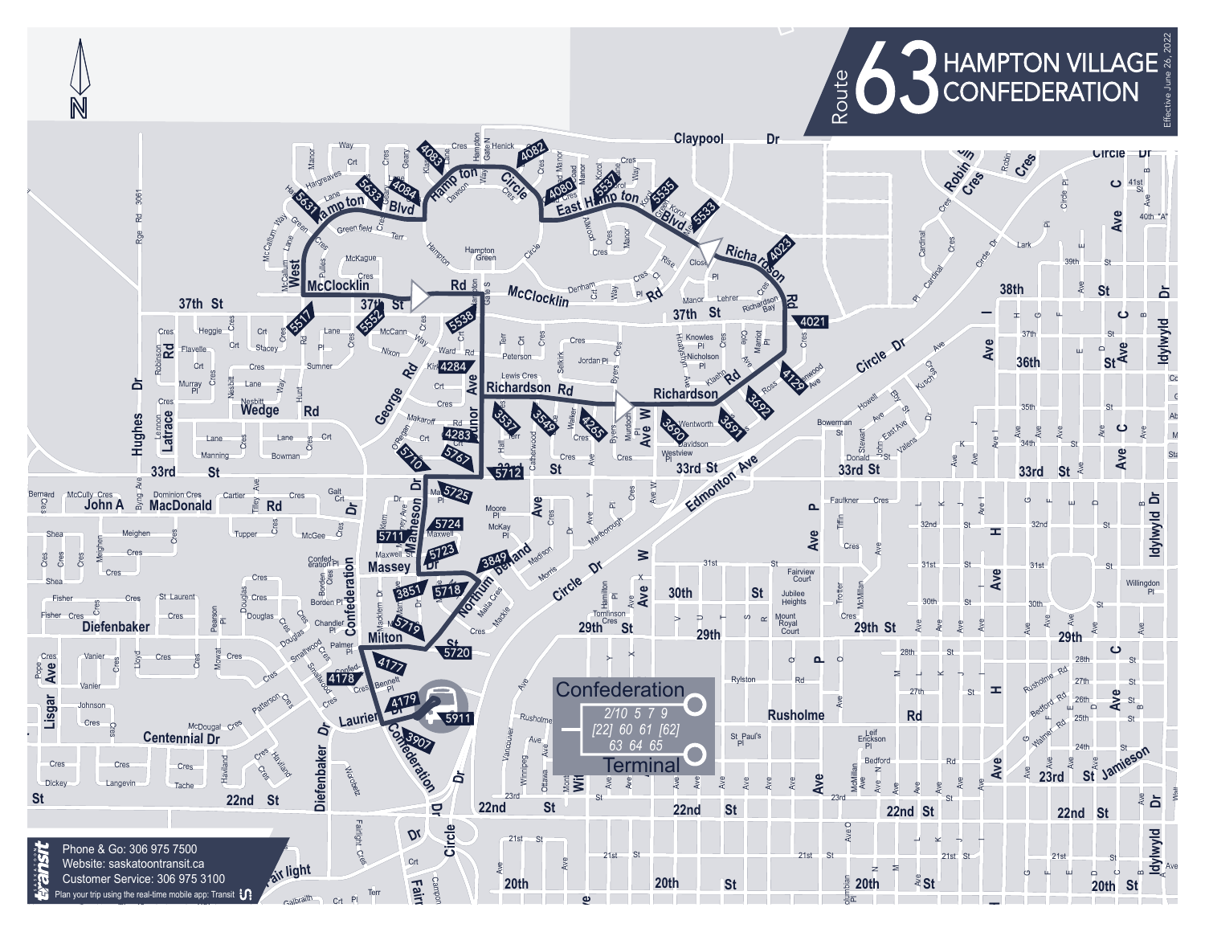# Route 63 HAMPTON VILLAGE CONFEDERATION

Effective June 26, 2022

**Confederation Terminal**

2/10 5 7 9
[22] 60 61 [62]
63 64 65

Phone & Go: 306 975 7500
Website: saskatoontransit.ca
Customer Service: 306 975 3100
Plan your trip using the real-time mobile app: Transit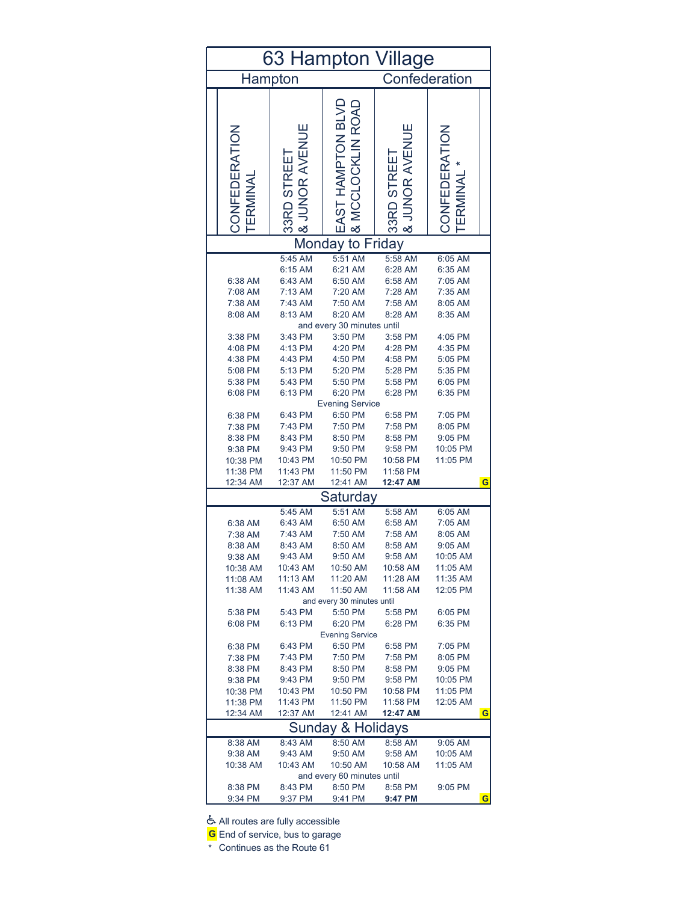# 63 Hampton Village

| Hampton | | | Confederation | | |
|---|---|---|---|---|---|
| CONFEDERATION TERMINAL | 33RD STREET & JUNOR AVENUE | EAST HAMPTON BLVD & MCCLOCKLIN ROAD | 33RD STREET & JUNOR AVENUE | CONFEDERATION TERMINAL * | |
| **Monday to Friday** | | | | | |
| | 5:45 AM | 5:51 AM | 5:58 AM | 6:05 AM | |
| | 6:15 AM | 6:21 AM | 6:28 AM | 6:35 AM | |
| 6:38 AM | 6:43 AM | 6:50 AM | 6:58 AM | 7:05 AM | |
| 7:08 AM | 7:13 AM | 7:20 AM | 7:28 AM | 7:35 AM | |
| 7:38 AM | 7:43 AM | 7:50 AM | 7:58 AM | 8:05 AM | |
| 8:08 AM | 8:13 AM | 8:20 AM | 8:28 AM | 8:35 AM | |
| and every 30 minutes until | | | | | |
| 3:38 PM | 3:43 PM | 3:50 PM | 3:58 PM | 4:05 PM | |
| 4:08 PM | 4:13 PM | 4:20 PM | 4:28 PM | 4:35 PM | |
| 4:38 PM | 4:43 PM | 4:50 PM | 4:58 PM | 5:05 PM | |
| 5:08 PM | 5:13 PM | 5:20 PM | 5:28 PM | 5:35 PM | |
| 5:38 PM | 5:43 PM | 5:50 PM | 5:58 PM | 6:05 PM | |
| 6:08 PM | 6:13 PM | 6:20 PM | 6:28 PM | 6:35 PM | |
| Evening Service | | | | | |
| 6:38 PM | 6:43 PM | 6:50 PM | 6:58 PM | 7:05 PM | |
| 7:38 PM | 7:43 PM | 7:50 PM | 7:58 PM | 8:05 PM | |
| 8:38 PM | 8:43 PM | 8:50 PM | 8:58 PM | 9:05 PM | |
| 9:38 PM | 9:43 PM | 9:50 PM | 9:58 PM | 10:05 PM | |
| 10:38 PM | 10:43 PM | 10:50 PM | 10:58 PM | 11:05 PM | |
| 11:38 PM | 11:43 PM | 11:50 PM | 11:58 PM | | |
| 12:34 AM | 12:37 AM | 12:41 AM | **12:47 AM** | | G |
| **Saturday** | | | | | |
| | 5:45 AM | 5:51 AM | 5:58 AM | 6:05 AM | |
| 6:38 AM | 6:43 AM | 6:50 AM | 6:58 AM | 7:05 AM | |
| 7:38 AM | 7:43 AM | 7:50 AM | 7:58 AM | 8:05 AM | |
| 8:38 AM | 8:43 AM | 8:50 AM | 8:58 AM | 9:05 AM | |
| 9:38 AM | 9:43 AM | 9:50 AM | 9:58 AM | 10:05 AM | |
| 10:38 AM | 10:43 AM | 10:50 AM | 10:58 AM | 11:05 AM | |
| 11:08 AM | 11:13 AM | 11:20 AM | 11:28 AM | 11:35 AM | |
| 11:38 AM | 11:43 AM | 11:50 AM | 11:58 AM | 12:05 PM | |
| and every 30 minutes until | | | | | |
| 5:38 PM | 5:43 PM | 5:50 PM | 5:58 PM | 6:05 PM | |
| 6:08 PM | 6:13 PM | 6:20 PM | 6:28 PM | 6:35 PM | |
| Evening Service | | | | | |
| 6:38 PM | 6:43 PM | 6:50 PM | 6:58 PM | 7:05 PM | |
| 7:38 PM | 7:43 PM | 7:50 PM | 7:58 PM | 8:05 PM | |
| 8:38 PM | 8:43 PM | 8:50 PM | 8:58 PM | 9:05 PM | |
| 9:38 PM | 9:43 PM | 9:50 PM | 9:58 PM | 10:05 PM | |
| 10:38 PM | 10:43 PM | 10:50 PM | 10:58 PM | 11:05 PM | |
| 11:38 PM | 11:43 PM | 11:50 PM | 11:58 PM | 12:05 AM | |
| 12:34 AM | 12:37 AM | 12:41 AM | **12:47 AM** | | G |
| **Sunday & Holidays** | | | | | |
| 8:38 AM | 8:43 AM | 8:50 AM | 8:58 AM | 9:05 AM | |
| 9:38 AM | 9:43 AM | 9:50 AM | 9:58 AM | 10:05 AM | |
| 10:38 AM | 10:43 AM | 10:50 AM | 10:58 AM | 11:05 AM | |
| and every 60 minutes until | | | | | |
| 8:38 PM | 8:43 PM | 8:50 PM | 8:58 PM | 9:05 PM | |
| 9:34 PM | 9:37 PM | 9:41 PM | **9:47 PM** | | G |

♿ All routes are fully accessible

**G** End of service, bus to garage

\* Continues as the Route 61